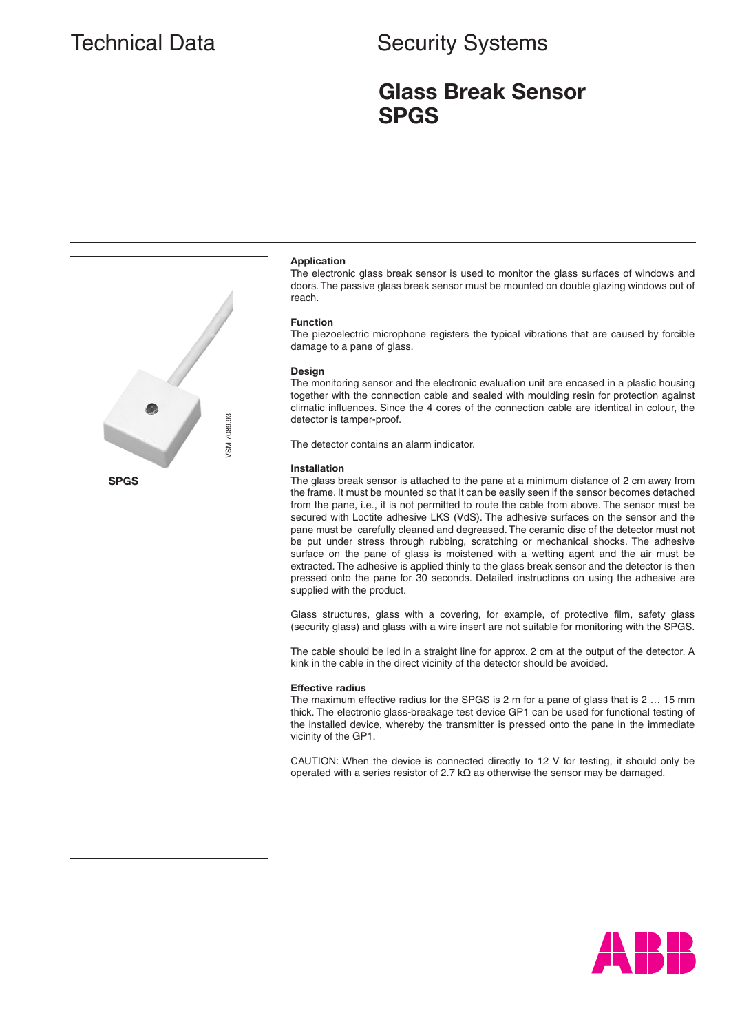Technical Data

Security Systems

# Glass Break Sensor SPGS

VSM 7089.93

SPGS

### Application

The electronic glass break sensor is used to monitor the glass surfaces of windows and doors. The passive glass break sensor must be mounted on double glazing windows out of reach.

### Function

The piezoelectric microphone registers the typical vibrations that are caused by forcible damage to a pane of glass.

### Design

The monitoring sensor and the electronic evaluation unit are encased in a plastic housing together with the connection cable and sealed with moulding resin for protection against climatic influences. Since the 4 cores of the connection cable are identical in colour, the detector is tamper-proof.

The detector contains an alarm indicator.

### Installation

The glass break sensor is attached to the pane at a minimum distance of 2 cm away from the frame. It must be mounted so that it can be easily seen if the sensor becomes detached from the pane, i.e., it is not permitted to route the cable from above. The sensor must be secured with Loctite adhesive LKS (VdS). The adhesive surfaces on the sensor and the pane must be carefully cleaned and degreased. The ceramic disc of the detector must not be put under stress through rubbing, scratching or mechanical shocks. The adhesive surface on the pane of glass is moistened with a wetting agent and the air must be extracted. The adhesive is applied thinly to the glass break sensor and the detector is then pressed onto the pane for 30 seconds. Detailed instructions on using the adhesive are supplied with the product.

Glass structures, glass with a covering, for example, of protective film, safety glass (security glass) and glass with a wire insert are not suitable for monitoring with the SPGS.

The cable should be led in a straight line for approx. 2 cm at the output of the detector. A kink in the cable in the direct vicinity of the detector should be avoided.

### Effective radius

The maximum effective radius for the SPGS is 2 m for a pane of glass that is 2 … 15 mm thick. The electronic glass-breakage test device GP1 can be used for functional testing of the installed device, whereby the transmitter is pressed onto the pane in the immediate vicinity of the GP1.

CAUTION: When the device is connected directly to 12 V for testing, it should only be operated with a series resistor of 2.7 kΩ as otherwise the sensor may be damaged.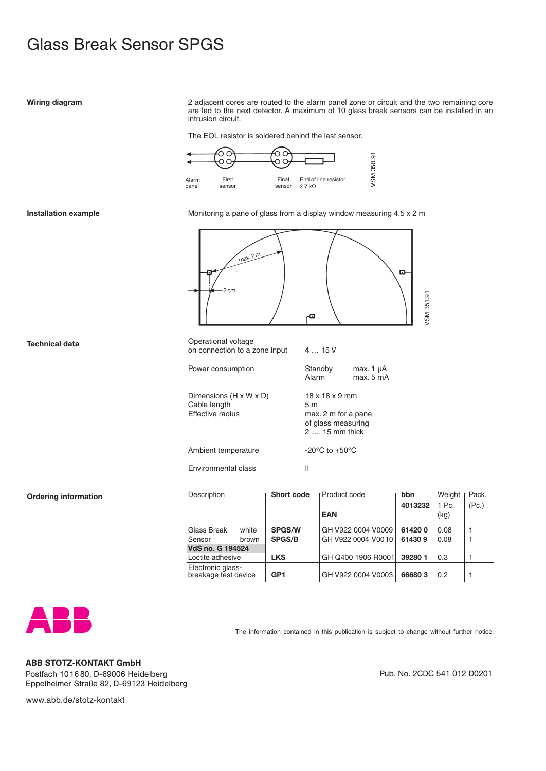# Glass Break Sensor SPGS

**Wiring diagram**

2 adjacent cores are routed to the alarm panel zone or circuit and the two remaining core are led to the next detector. A maximum of 10 glass break sensors can be installed in an intrusion circuit.

The EOL resistor is soldered behind the last sensor.

Alarm panel
First sensor
Final sensor
End of line resistor 2.7 kΩ
VSM 350.91

**Installation example**

Monitoring a pane of glass from a display window measuring 4.5 x 2 m

max. 2 m
2 cm
VSM 351.91

**Technical data**

| | | |
|---|---|---|
| Operational voltage on connection to a zone input | 4 … 15 V | |
| Power consumption | Standby | max. 1 µA |
| | Alarm | max. 5 mA |
| Dimensions (H x W x D) | 18 x 18 x 9 mm | |
| Cable length | 5 m | |
| Effective radius | max. 2 m for a pane of glass measuring 2 …. 15 mm thick | |
| Ambient temperature | -20°C to +50°C | |
| Environmental class | II | |

**Ordering information**

| Description | | Short code | Product code / **EAN** | **bbn 4013232** | Weight 1 Pc. (kg) | Pack. (Pc.) |
|---|---|---|---|---|---|---|
| Glass Break Sensor | white | **SPGS/W** | GH V922 0004 V0009 | **61420 0** | 0.08 | 1 |
| | brown | **SPGS/B** | GH V922 0004 V0010 | **61430 9** | 0.08 | 1 |
| **VdS no. G 194524** | | | | | | |
| Loctite adhesive | | **LKS** | GH Q400 1906 R0001 | **39280 1** | 0.3 | 1 |
| Electronic glass-breakage test device | | **GP1** | GH V922 0004 V0003 | **66680 3** | 0.2 | 1 |

ABB

The information contained in this publication is subject to change without further notice.

**ABB STOTZ-KONTAKT GmbH**
Postfach 10 16 80, D-69006 Heidelberg
Eppelheimer Straße 82, D-69123 Heidelberg

www.abb.de/stotz-kontakt

Pub. No. 2CDC 541 012 D0201